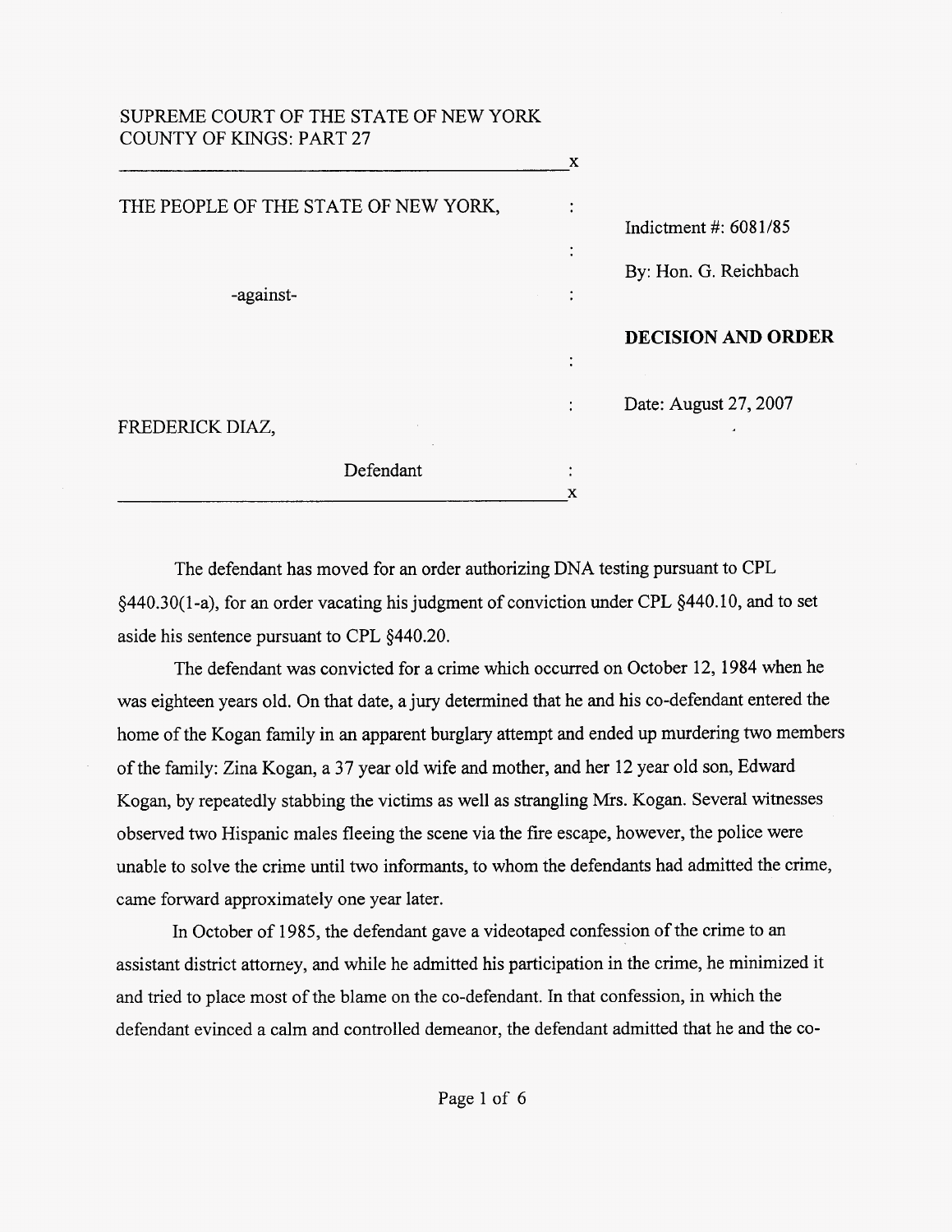SUPREME COURT OF THE STATE OF NEW YORK
COUNTY OF KINGS: PART 27

THE PEOPLE OF THE STATE OF NEW YORK,

-against-

FREDERICK DIAZ,

Defendant

Indictment #: 6081/85

By: Hon. G. Reichbach

**DECISION AND ORDER**

Date: August 27, 2007

The defendant has moved for an order authorizing DNA testing pursuant to CPL §440.30(1-a), for an order vacating his judgment of conviction under CPL §440.10, and to set aside his sentence pursuant to CPL §440.20.

The defendant was convicted for a crime which occurred on October 12, 1984 when he was eighteen years old. On that date, a jury determined that he and his co-defendant entered the home of the Kogan family in an apparent burglary attempt and ended up murdering two members of the family: Zina Kogan, a 37 year old wife and mother, and her 12 year old son, Edward Kogan, by repeatedly stabbing the victims as well as strangling Mrs. Kogan. Several witnesses observed two Hispanic males fleeing the scene via the fire escape, however, the police were unable to solve the crime until two informants, to whom the defendants had admitted the crime, came forward approximately one year later.

In October of 1985, the defendant gave a videotaped confession of the crime to an assistant district attorney, and while he admitted his participation in the crime, he minimized it and tried to place most of the blame on the co-defendant. In that confession, in which the defendant evinced a calm and controlled demeanor, the defendant admitted that he and the co-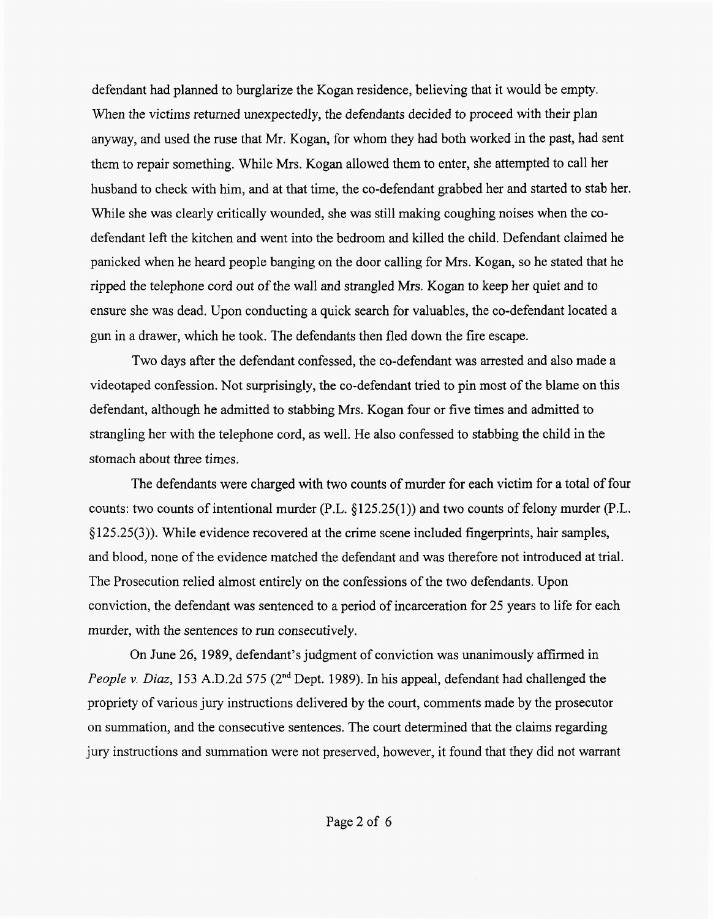defendant had planned to burglarize the Kogan residence, believing that it would be empty. When the victims returned unexpectedly, the defendants decided to proceed with their plan anyway, and used the ruse that Mr. Kogan, for whom they had both worked in the past, had sent them to repair something. While Mrs. Kogan allowed them to enter, she attempted to call her husband to check with him, and at that time, the co-defendant grabbed her and started to stab her. While she was clearly critically wounded, she was still making coughing noises when the co-defendant left the kitchen and went into the bedroom and killed the child. Defendant claimed he panicked when he heard people banging on the door calling for Mrs. Kogan, so he stated that he ripped the telephone cord out of the wall and strangled Mrs. Kogan to keep her quiet and to ensure she was dead. Upon conducting a quick search for valuables, the co-defendant located a gun in a drawer, which he took. The defendants then fled down the fire escape.

Two days after the defendant confessed, the co-defendant was arrested and also made a videotaped confession. Not surprisingly, the co-defendant tried to pin most of the blame on this defendant, although he admitted to stabbing Mrs. Kogan four or five times and admitted to strangling her with the telephone cord, as well. He also confessed to stabbing the child in the stomach about three times.

The defendants were charged with two counts of murder for each victim for a total of four counts: two counts of intentional murder (P.L. §125.25(1)) and two counts of felony murder (P.L. §125.25(3)). While evidence recovered at the crime scene included fingerprints, hair samples, and blood, none of the evidence matched the defendant and was therefore not introduced at trial. The Prosecution relied almost entirely on the confessions of the two defendants. Upon conviction, the defendant was sentenced to a period of incarceration for 25 years to life for each murder, with the sentences to run consecutively.

On June 26, 1989, defendant's judgment of conviction was unanimously affirmed in *People v. Diaz*, 153 A.D.2d 575 (2nd Dept. 1989). In his appeal, defendant had challenged the propriety of various jury instructions delivered by the court, comments made by the prosecutor on summation, and the consecutive sentences. The court determined that the claims regarding jury instructions and summation were not preserved, however, it found that they did not warrant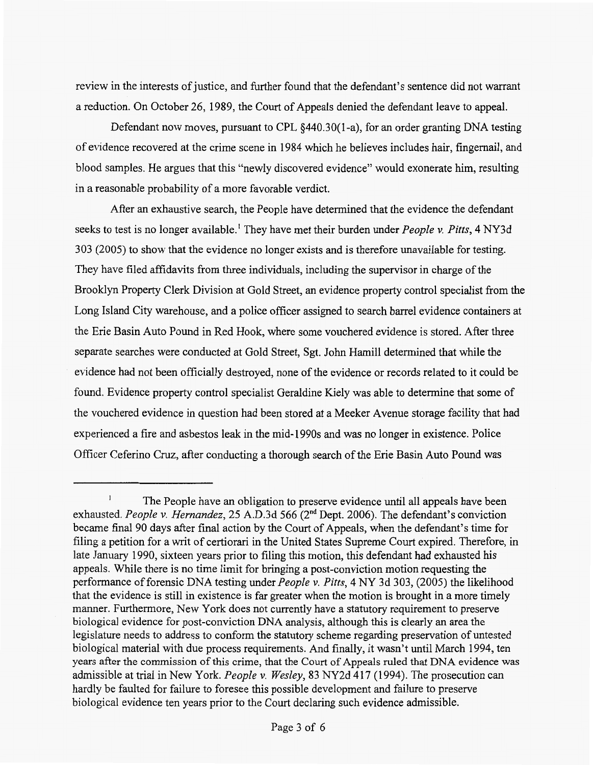review in the interests of justice, and further found that the defendant's sentence did not warrant a reduction. On October 26, 1989, the Court of Appeals denied the defendant leave to appeal.

Defendant now moves, pursuant to CPL §440.30(1-a), for an order granting DNA testing of evidence recovered at the crime scene in 1984 which he believes includes hair, fingernail, and blood samples. He argues that this "newly discovered evidence" would exonerate him, resulting in a reasonable probability of a more favorable verdict.

After an exhaustive search, the People have determined that the evidence the defendant seeks to test is no longer available.[1] They have met their burden under *People v. Pitts*, 4 NY3d 303 (2005) to show that the evidence no longer exists and is therefore unavailable for testing. They have filed affidavits from three individuals, including the supervisor in charge of the Brooklyn Property Clerk Division at Gold Street, an evidence property control specialist from the Long Island City warehouse, and a police officer assigned to search barrel evidence containers at the Erie Basin Auto Pound in Red Hook, where some vouchered evidence is stored. After three separate searches were conducted at Gold Street, Sgt. John Hamill determined that while the evidence had not been officially destroyed, none of the evidence or records related to it could be found. Evidence property control specialist Geraldine Kiely was able to determine that some of the vouchered evidence in question had been stored at a Meeker Avenue storage facility that had experienced a fire and asbestos leak in the mid-1990s and was no longer in existence. Police Officer Ceferino Cruz, after conducting a thorough search of the Erie Basin Auto Pound was

---

[1] The People have an obligation to preserve evidence until all appeals have been exhausted. *People v. Hernandez*, 25 A.D.3d 566 (2nd Dept. 2006). The defendant's conviction became final 90 days after final action by the Court of Appeals, when the defendant's time for filing a petition for a writ of certiorari in the United States Supreme Court expired. Therefore, in late January 1990, sixteen years prior to filing this motion, this defendant had exhausted his appeals. While there is no time limit for bringing a post-conviction motion requesting the performance of forensic DNA testing under *People v. Pitts*, 4 NY 3d 303, (2005) the likelihood that the evidence is still in existence is far greater when the motion is brought in a more timely manner. Furthermore, New York does not currently have a statutory requirement to preserve biological evidence for post-conviction DNA analysis, although this is clearly an area the legislature needs to address to conform the statutory scheme regarding preservation of untested biological material with due process requirements. And finally, it wasn't until March 1994, ten years after the commission of this crime, that the Court of Appeals ruled that DNA evidence was admissible at trial in New York. *People v. Wesley*, 83 NY2d 417 (1994). The prosecution can hardly be faulted for failure to foresee this possible development and failure to preserve biological evidence ten years prior to the Court declaring such evidence admissible.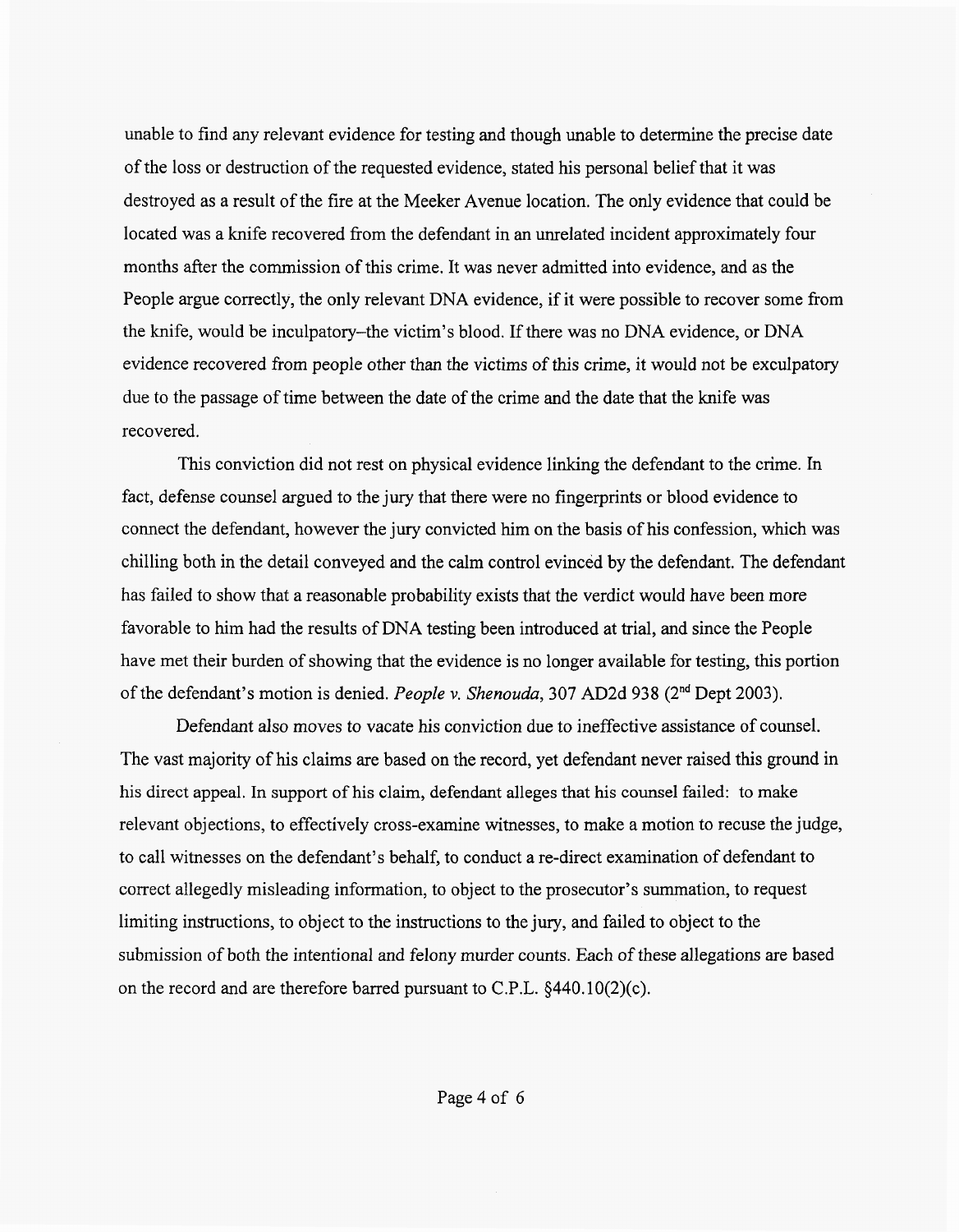unable to find any relevant evidence for testing and though unable to determine the precise date of the loss or destruction of the requested evidence, stated his personal belief that it was destroyed as a result of the fire at the Meeker Avenue location. The only evidence that could be located was a knife recovered from the defendant in an unrelated incident approximately four months after the commission of this crime. It was never admitted into evidence, and as the People argue correctly, the only relevant DNA evidence, if it were possible to recover some from the knife, would be inculpatory–the victim's blood. If there was no DNA evidence, or DNA evidence recovered from people other than the victims of this crime, it would not be exculpatory due to the passage of time between the date of the crime and the date that the knife was recovered.

This conviction did not rest on physical evidence linking the defendant to the crime. In fact, defense counsel argued to the jury that there were no fingerprints or blood evidence to connect the defendant, however the jury convicted him on the basis of his confession, which was chilling both in the detail conveyed and the calm control evinced by the defendant. The defendant has failed to show that a reasonable probability exists that the verdict would have been more favorable to him had the results of DNA testing been introduced at trial, and since the People have met their burden of showing that the evidence is no longer available for testing, this portion of the defendant's motion is denied. *People v. Shenouda*, 307 AD2d 938 (2nd Dept 2003).

Defendant also moves to vacate his conviction due to ineffective assistance of counsel. The vast majority of his claims are based on the record, yet defendant never raised this ground in his direct appeal. In support of his claim, defendant alleges that his counsel failed: to make relevant objections, to effectively cross-examine witnesses, to make a motion to recuse the judge, to call witnesses on the defendant's behalf, to conduct a re-direct examination of defendant to correct allegedly misleading information, to object to the prosecutor's summation, to request limiting instructions, to object to the instructions to the jury, and failed to object to the submission of both the intentional and felony murder counts. Each of these allegations are based on the record and are therefore barred pursuant to C.P.L. §440.10(2)(c).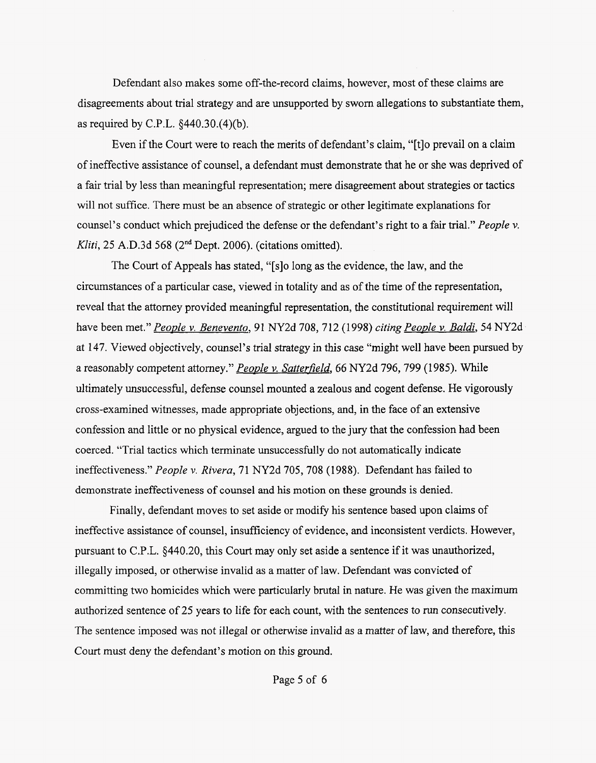Defendant also makes some off-the-record claims, however, most of these claims are disagreements about trial strategy and are unsupported by sworn allegations to substantiate them, as required by C.P.L. §440.30.(4)(b).

Even if the Court were to reach the merits of defendant's claim, "[t]o prevail on a claim of ineffective assistance of counsel, a defendant must demonstrate that he or she was deprived of a fair trial by less than meaningful representation; mere disagreement about strategies or tactics will not suffice. There must be an absence of strategic or other legitimate explanations for counsel's conduct which prejudiced the defense or the defendant's right to a fair trial." *People v. Kliti*, 25 A.D.3d 568 (2nd Dept. 2006). (citations omitted).

The Court of Appeals has stated, "[s]o long as the evidence, the law, and the circumstances of a particular case, viewed in totality and as of the time of the representation, reveal that the attorney provided meaningful representation, the constitutional requirement will have been met." *People v. Benevento*, 91 NY2d 708, 712 (1998) *citing People v. Baldi*, 54 NY2d at 147. Viewed objectively, counsel's trial strategy in this case "might well have been pursued by a reasonably competent attorney." *People v. Satterfield*, 66 NY2d 796, 799 (1985). While ultimately unsuccessful, defense counsel mounted a zealous and cogent defense. He vigorously cross-examined witnesses, made appropriate objections, and, in the face of an extensive confession and little or no physical evidence, argued to the jury that the confession had been coerced. "Trial tactics which terminate unsuccessfully do not automatically indicate ineffectiveness." *People v. Rivera*, 71 NY2d 705, 708 (1988). Defendant has failed to demonstrate ineffectiveness of counsel and his motion on these grounds is denied.

Finally, defendant moves to set aside or modify his sentence based upon claims of ineffective assistance of counsel, insufficiency of evidence, and inconsistent verdicts. However, pursuant to C.P.L. §440.20, this Court may only set aside a sentence if it was unauthorized, illegally imposed, or otherwise invalid as a matter of law. Defendant was convicted of committing two homicides which were particularly brutal in nature. He was given the maximum authorized sentence of 25 years to life for each count, with the sentences to run consecutively. The sentence imposed was not illegal or otherwise invalid as a matter of law, and therefore, this Court must deny the defendant's motion on this ground.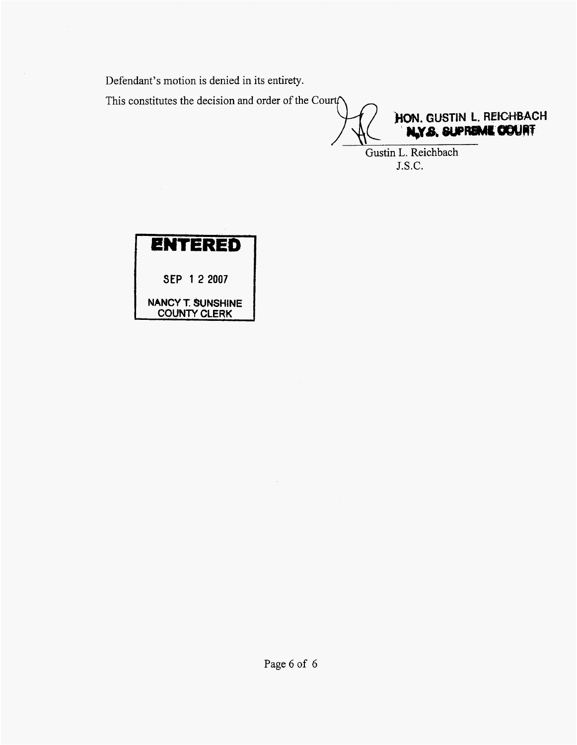Defendant's motion is denied in its entirety.

This constitutes the decision and order of the Court.

HON. GUSTIN L. REICHBACH
N.Y.S. SUPREME COURT

Gustin L. Reichbach
J.S.C.

**ENTERED**

SEP 1 2 2007

NANCY T. SUNSHINE
COUNTY CLERK